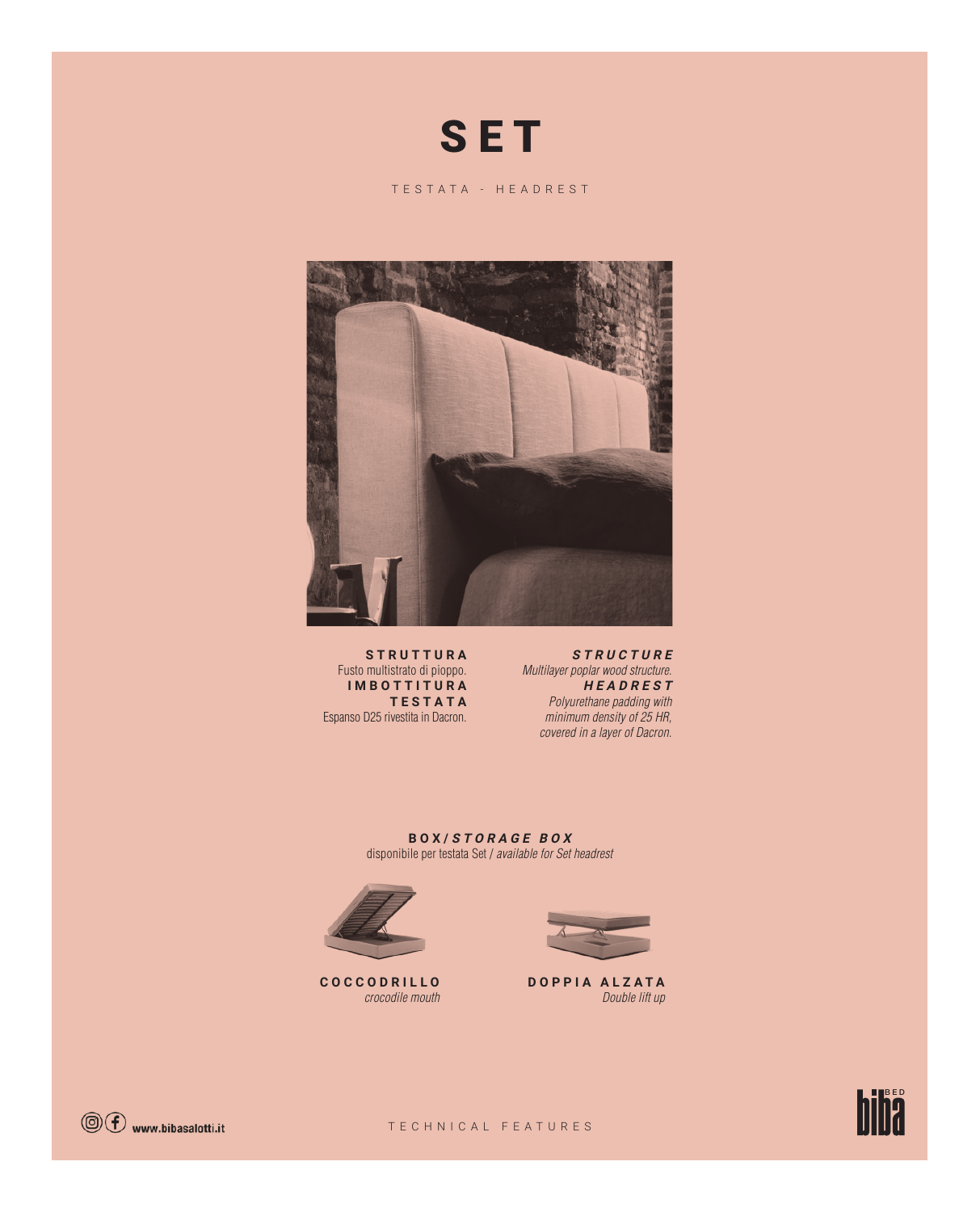# SET

TESTATA - HEADREST

**STRUTTURA**
Fusto multistrato di pioppo.
**IMBOTTITURA TESTATA**
Espanso D25 rivestita in Dacron.

***STRUCTURE***
*Multilayer poplar wood structure.*
***HEADREST***
*Polyurethane padding with minimum density of 25 HR, covered in a layer of Dacron.*

**BOX/*STORAGE BOX***
disponibile per testata Set / *available for Set headrest*

**COCCODRILLO**
*crocodile mouth*

**DOPPIA ALZATA**
*Double lift up*

www.bibasalotti.it

TECHNICAL FEATURES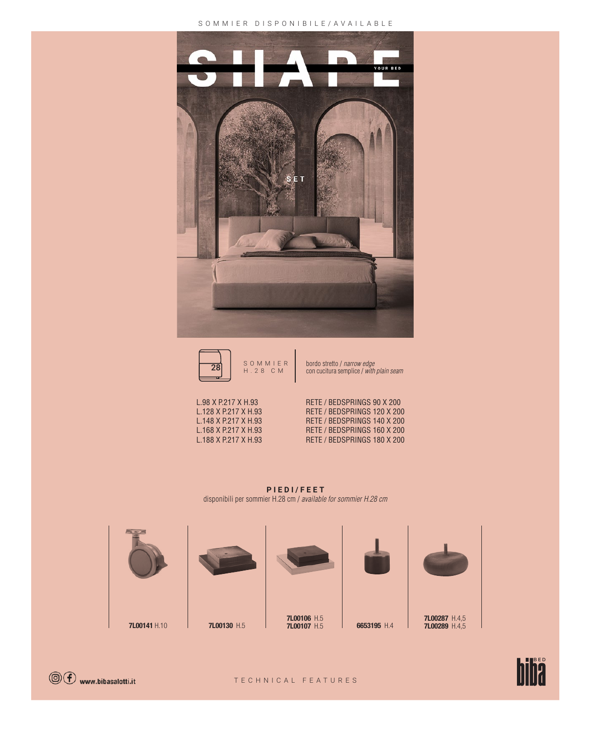SOMMIER DISPONIBILE/AVAILABLE

SHAPE YOUR BED

SET

28

SOMMIER H.28 CM

bordo stretto / *narrow edge*
con cucitura semplice / *with plain seam*

| | |
|---|---|
| L.98 X P.217 X H.93 | RETE / BEDSPRINGS 90 X 200 |
| L.128 X P.217 X H.93 | RETE / BEDSPRINGS 120 X 200 |
| L.148 X P.217 X H.93 | RETE / BEDSPRINGS 140 X 200 |
| L.168 X P.217 X H.93 | RETE / BEDSPRINGS 160 X 200 |
| L.188 X P.217 X H.93 | RETE / BEDSPRINGS 180 X 200 |

**PIEDI/FEET**

disponibili per sommier H.28 cm / *available for sommier H.28 cm*

| | | | | |
|---|---|---|---|---|
| **7L00141** H.10 | **7L00130** H.5 | **7L00106** H.5<br>**7L00107** H.5 | **6653195** H.4 | **7L00287** H.4,5<br>**7L00289** H.4,5 |

www.bibasalotti.it

TECHNICAL FEATURES

biba BED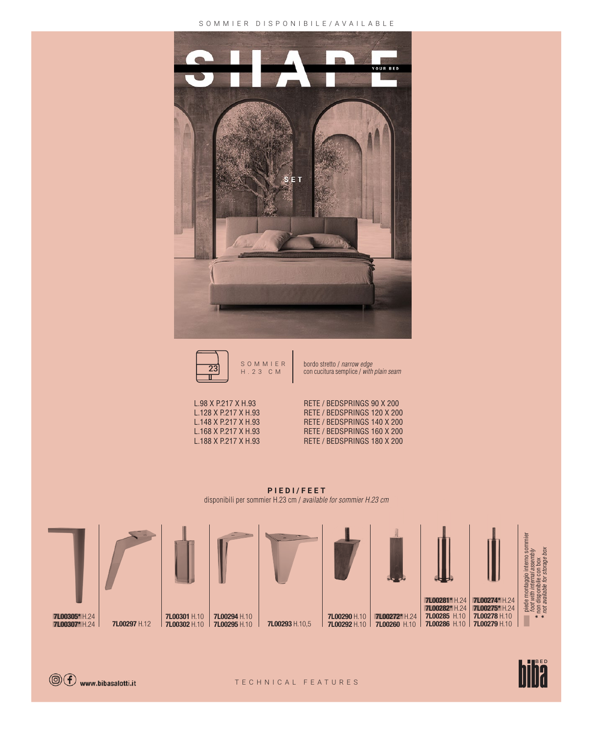SOMMIER DISPONIBILE/AVAILABLE

# SHAPE

YOUR BED

SET

SOMMIER H.23 CM

bordo stretto / *narrow edge*
con cucitura semplice / *with plain seam*

| Dimensioni | Rete |
|---|---|
| L.98 X P.217 X H.93 | RETE / BEDSPRINGS 90 X 200 |
| L.128 X P.217 X H.93 | RETE / BEDSPRINGS 120 X 200 |
| L.148 X P.217 X H.93 | RETE / BEDSPRINGS 140 X 200 |
| L.168 X P.217 X H.93 | RETE / BEDSPRINGS 160 X 200 |
| L.188 X P.217 X H.93 | RETE / BEDSPRINGS 180 X 200 |

## PIEDI/FEET

disponibili per sommier H.23 cm / *available for sommier H.23 cm*

- **7L00305*** H.24, **7L00307*** H.24
- **7L00297** H.12
- **7L00301** H.10, **7L00302** H.10
- **7L00294** H.10, **7L00295** H.10
- **7L00293** H.10,5
- **7L00290** H.10, **7L00292** H.10
- **7L00272*** H.24, **7L00260** H.10
- **7L00281*** H.24, **7L00282*** H.24, **7L00285** H.10, **7L00286** H.10
- **7L00274*** H.24, **7L00275*** H.24, **7L00278** H.10, **7L00279** H.10

piede montaggio interno sommier / *foot with internal assembly*

\* non disponibile con box / *not available for storage box*

www.bibasalotti.it

TECHNICAL FEATURES

biba BED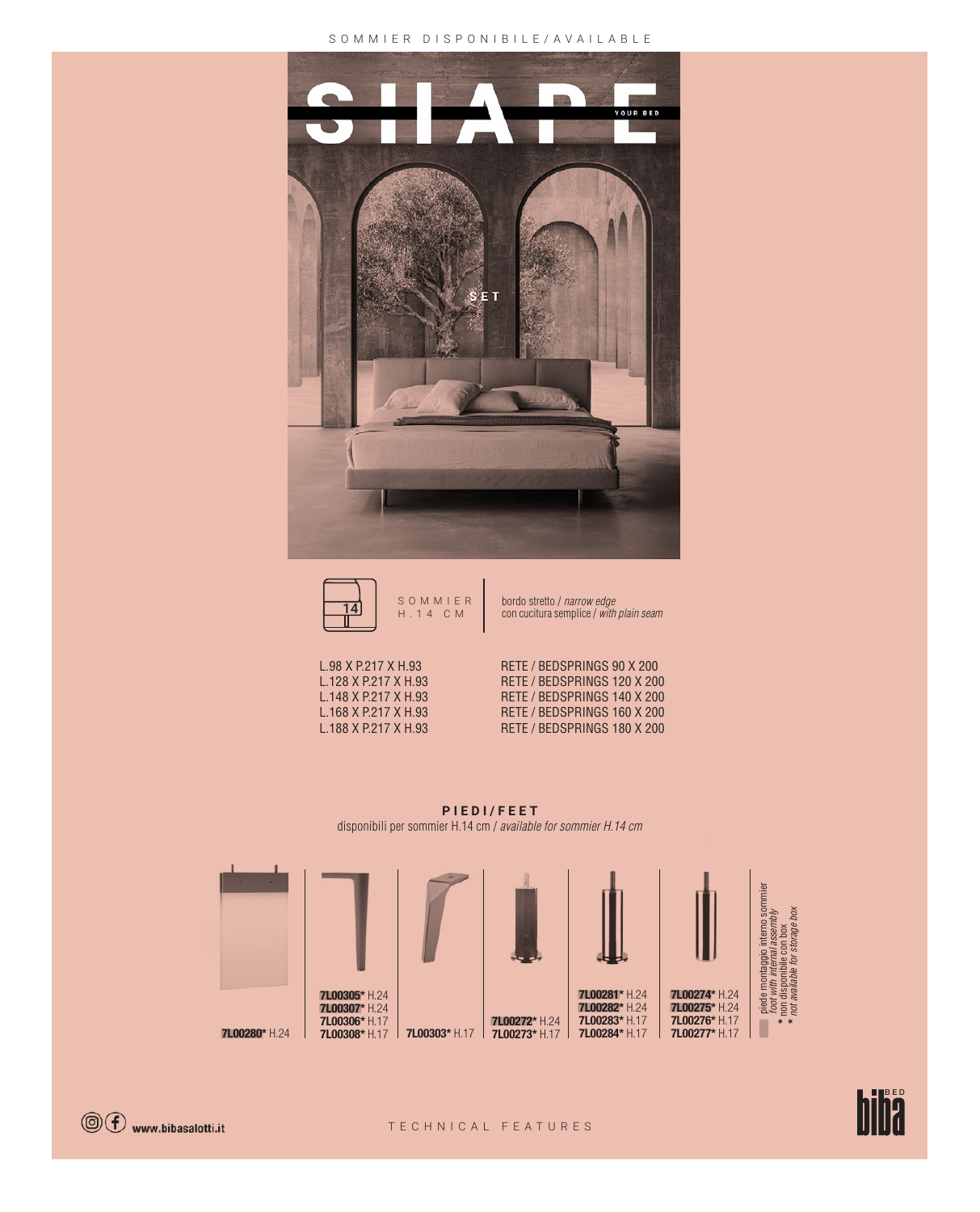SOMMIER DISPONIBILE/AVAILABLE

SHAPE YOUR BED

SET

SOMMIER H.14 CM

bordo stretto / *narrow edge*
con cucitura semplice / *with plain seam*

| | |
|---|---|
| L.98 X P.217 X H.93 | RETE / BEDSPRINGS 90 X 200 |
| L.128 X P.217 X H.93 | RETE / BEDSPRINGS 120 X 200 |
| L.148 X P.217 X H.93 | RETE / BEDSPRINGS 140 X 200 |
| L.168 X P.217 X H.93 | RETE / BEDSPRINGS 160 X 200 |
| L.188 X P.217 X H.93 | RETE / BEDSPRINGS 180 X 200 |

**PIEDI/FEET**

disponibili per sommier H.14 cm / *available for sommier H.14 cm*

**7L00280*** H.24

**7L00305*** H.24
**7L00307*** H.24
**7L00306*** H.17
**7L00308*** H.17

**7L00303*** H.17

**7L00272*** H.24
**7L00273*** H.17

**7L00281*** H.24
**7L00282*** H.24
**7L00283*** H.17
**7L00284*** H.17

**7L00274*** H.24
**7L00275*** H.24
**7L00276*** H.17
**7L00277*** H.17

piede montaggio interno sommier
*foot with internal assembly*
\* non disponibile con box
\* *not available for storage box*

www.bibasalotti.it

TECHNICAL FEATURES

biba BED